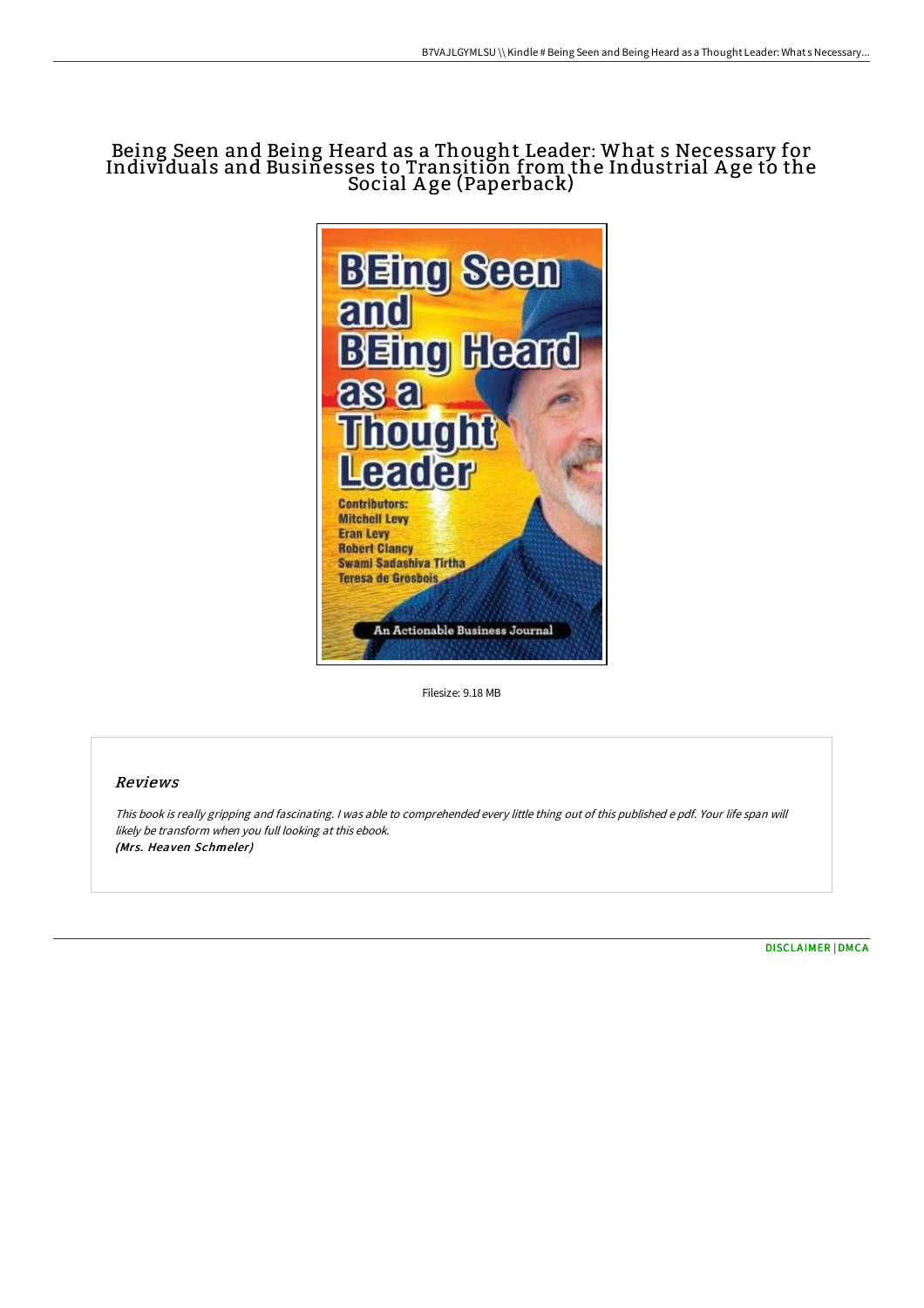# Being Seen and Being Heard as a Thought Leader: What s Necessary for Individuals and Businesses to Transition from the Industrial Age to the Social Age (Paperback)

Filesize: 9.18 MB

## Reviews

*This book is really gripping and fascinating. I was able to comprehended every little thing out of this published e pdf. Your life span will likely be transform when you full looking at this ebook.*
***(Mrs. Heaven Schmeler)***

DISCLAIMER | DMCA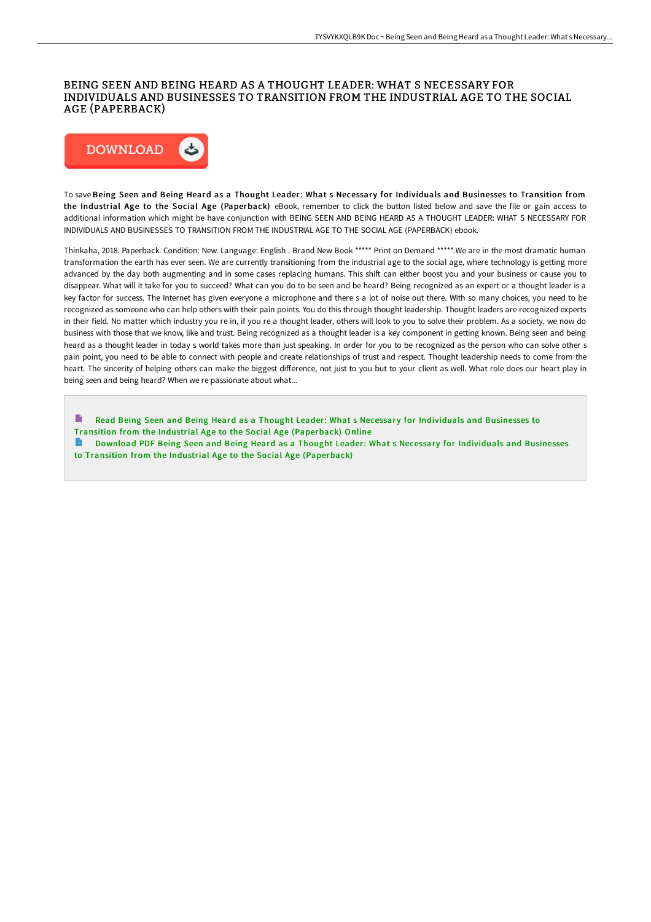# BEING SEEN AND BEING HEARD AS A THOUGHT LEADER: WHAT S NECESSARY FOR INDIVIDUALS AND BUSINESSES TO TRANSITION FROM THE INDUSTRIAL AGE TO THE SOCIAL AGE (PAPERBACK)

DOWNLOAD

To save **Being Seen and Being Heard as a Thought Leader: What s Necessary for Individuals and Businesses to Transition from the Industrial Age to the Social Age (Paperback)** eBook, remember to click the button listed below and save the file or gain access to additional information which might be have conjunction with BEING SEEN AND BEING HEARD AS A THOUGHT LEADER: WHAT S NECESSARY FOR INDIVIDUALS AND BUSINESSES TO TRANSITION FROM THE INDUSTRIAL AGE TO THE SOCIAL AGE (PAPERBACK) ebook.

Thinkaha, 2018. Paperback. Condition: New. Language: English . Brand New Book ***** Print on Demand *****.We are in the most dramatic human transformation the earth has ever seen. We are currently transitioning from the industrial age to the social age, where technology is getting more advanced by the day both augmenting and in some cases replacing humans. This shift can either boost you and your business or cause you to disappear. What will it take for you to succeed? What can you do to be seen and be heard? Being recognized as an expert or a thought leader is a key factor for success. The Internet has given everyone a microphone and there s a lot of noise out there. With so many choices, you need to be recognized as someone who can help others with their pain points. You do this through thought leadership. Thought leaders are recognized experts in their field. No matter which industry you re in, if you re a thought leader, others will look to you to solve their problem. As a society, we now do business with those that we know, like and trust. Being recognized as a thought leader is a key component in getting known. Being seen and being heard as a thought leader in today s world takes more than just speaking. In order for you to be recognized as the person who can solve other s pain point, you need to be able to connect with people and create relationships of trust and respect. Thought leadership needs to come from the heart. The sincerity of helping others can make the biggest difference, not just to you but to your client as well. What role does our heart play in being seen and being heard? When we re passionate about what...

- Read Being Seen and Being Heard as a Thought Leader: What s Necessary for Individuals and Businesses to Transition from the Industrial Age to the Social Age (Paperback) Online
- Download PDF Being Seen and Being Heard as a Thought Leader: What s Necessary for Individuals and Businesses to Transition from the Industrial Age to the Social Age (Paperback)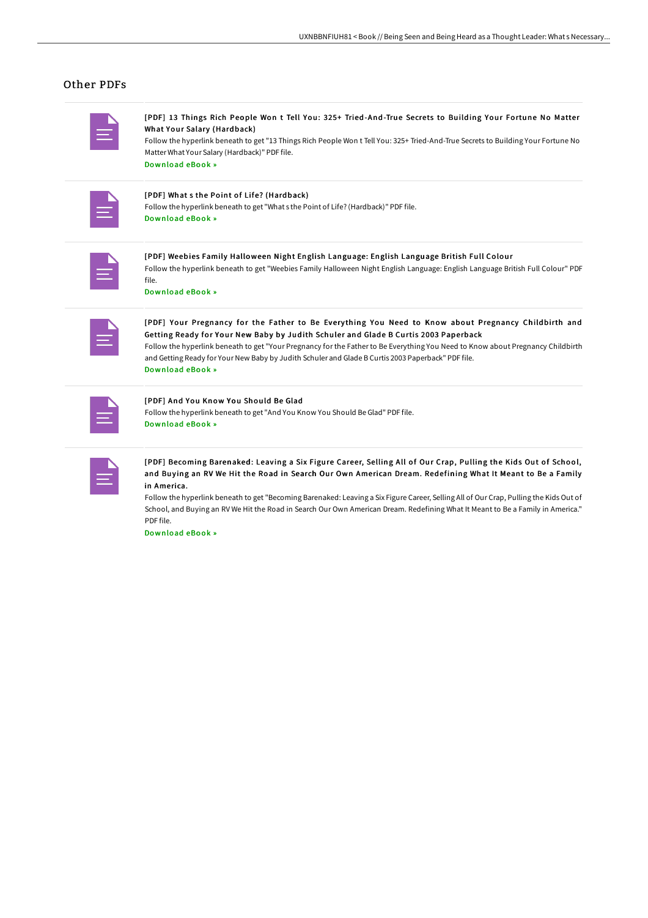## Other PDFs

[PDF] 13 Things Rich People Won t Tell You: 325+ Tried-And-True Secrets to Building Your Fortune No Matter What Your Salary (Hardback)

Follow the hyperlink beneath to get "13 Things Rich People Won t Tell You: 325+ Tried-And-True Secrets to Building Your Fortune No Matter What Your Salary (Hardback)" PDF file.

Download eBook »

[PDF] What s the Point of Life? (Hardback)

Follow the hyperlink beneath to get "What s the Point of Life? (Hardback)" PDF file.

Download eBook »

[PDF] Weebies Family Halloween Night English Language: English Language British Full Colour

Follow the hyperlink beneath to get "Weebies Family Halloween Night English Language: English Language British Full Colour" PDF file.

Download eBook »

[PDF] Your Pregnancy for the Father to Be Everything You Need to Know about Pregnancy Childbirth and Getting Ready for Your New Baby by Judith Schuler and Glade B Curtis 2003 Paperback

Follow the hyperlink beneath to get "Your Pregnancy for the Father to Be Everything You Need to Know about Pregnancy Childbirth and Getting Ready for Your New Baby by Judith Schuler and Glade B Curtis 2003 Paperback" PDF file.

Download eBook »

[PDF] And You Know You Should Be Glad

Follow the hyperlink beneath to get "And You Know You Should Be Glad" PDF file.

Download eBook »

[PDF] Becoming Barenaked: Leaving a Six Figure Career, Selling All of Our Crap, Pulling the Kids Out of School, and Buying an RV We Hit the Road in Search Our Own American Dream. Redefining What It Meant to Be a Family in America.

Follow the hyperlink beneath to get "Becoming Barenaked: Leaving a Six Figure Career, Selling All of Our Crap, Pulling the Kids Out of School, and Buying an RV We Hit the Road in Search Our Own American Dream. Redefining What It Meant to Be a Family in America." PDF file.

Download eBook »